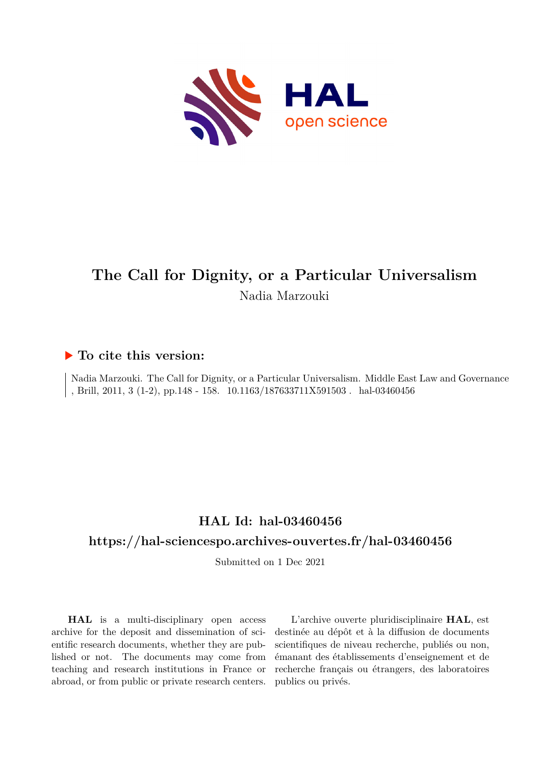# The Call for Dignity, or a Particular Universalism

Nadia Marzouki

## ▶ To cite this version:

Nadia Marzouki. The Call for Dignity, or a Particular Universalism. Middle East Law and Governance , Brill, 2011, 3 (1-2), pp.148 - 158. 10.1163/187633711X591503 . hal-03460456

## HAL Id: hal-03460456

## https://hal-sciencespo.archives-ouvertes.fr/hal-03460456

Submitted on 1 Dec 2021

**HAL** is a multi-disciplinary open access archive for the deposit and dissemination of scientific research documents, whether they are published or not. The documents may come from teaching and research institutions in France or abroad, or from public or private research centers.

L'archive ouverte pluridisciplinaire **HAL**, est destinée au dépôt et à la diffusion de documents scientifiques de niveau recherche, publiés ou non, émanant des établissements d'enseignement et de recherche français ou étrangers, des laboratoires publics ou privés.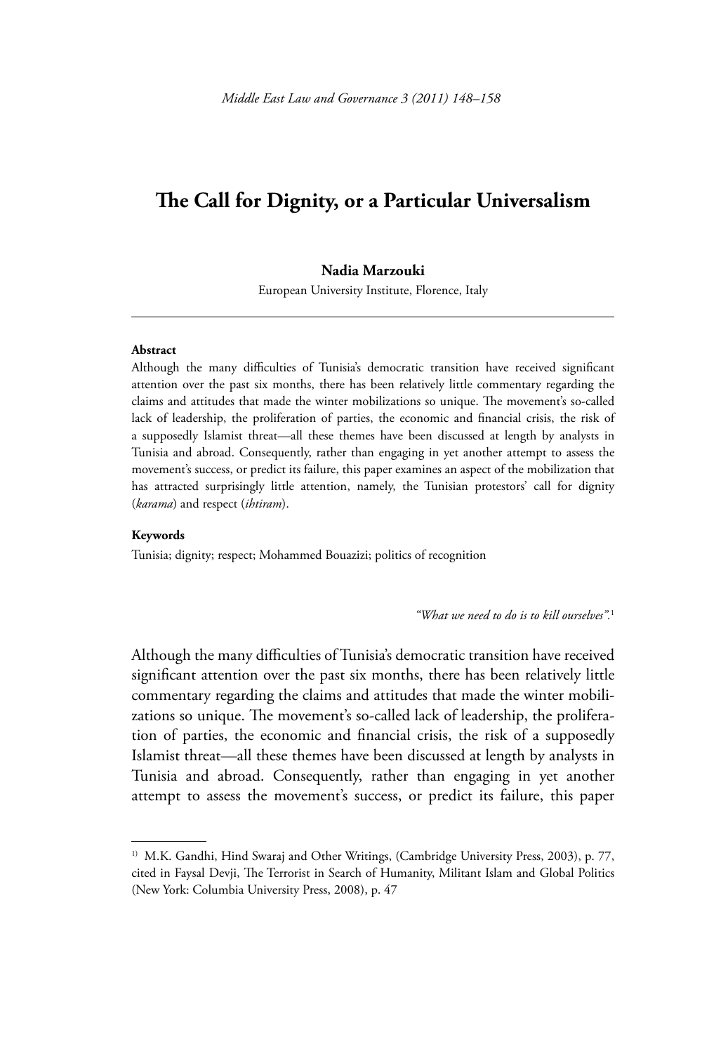# The Call for Dignity, or a Particular Universalism

**Nadia Marzouki**

European University Institute, Florence, Italy

---

**Abstract**

Although the many difficulties of Tunisia's democratic transition have received significant attention over the past six months, there has been relatively little commentary regarding the claims and attitudes that made the winter mobilizations so unique. The movement's so-called lack of leadership, the proliferation of parties, the economic and financial crisis, the risk of a supposedly Islamist threat—all these themes have been discussed at length by analysts in Tunisia and abroad. Consequently, rather than engaging in yet another attempt to assess the movement's success, or predict its failure, this paper examines an aspect of the mobilization that has attracted surprisingly little attention, namely, the Tunisian protestors' call for dignity (*karama*) and respect (*ihtiram*).

**Keywords**

Tunisia; dignity; respect; Mohammed Bouazizi; politics of recognition

*"What we need to do is to kill ourselves".*[1]

Although the many difficulties of Tunisia's democratic transition have received significant attention over the past six months, there has been relatively little commentary regarding the claims and attitudes that made the winter mobilizations so unique. The movement's so-called lack of leadership, the proliferation of parties, the economic and financial crisis, the risk of a supposedly Islamist threat—all these themes have been discussed at length by analysts in Tunisia and abroad. Consequently, rather than engaging in yet another attempt to assess the movement's success, or predict its failure, this paper

---

[1] M.K. Gandhi, Hind Swaraj and Other Writings, (Cambridge University Press, 2003), p. 77, cited in Faysal Devji, The Terrorist in Search of Humanity, Militant Islam and Global Politics (New York: Columbia University Press, 2008), p. 47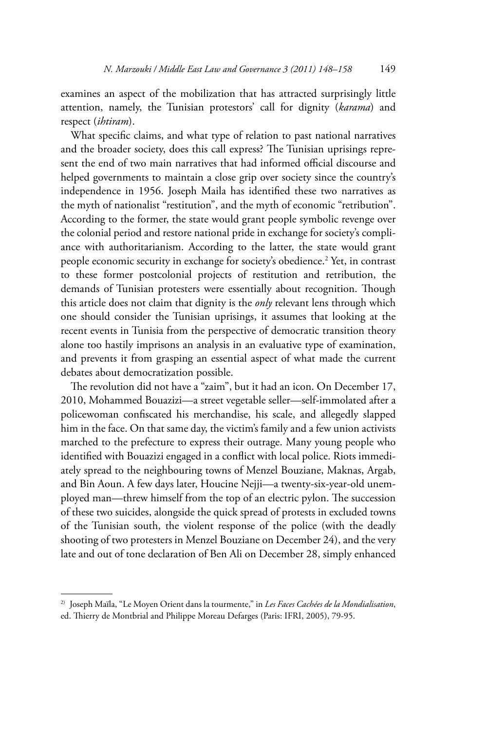examines an aspect of the mobilization that has attracted surprisingly little attention, namely, the Tunisian protestors' call for dignity (*karama*) and respect (*ihtiram*).

What specific claims, and what type of relation to past national narratives and the broader society, does this call express? The Tunisian uprisings represent the end of two main narratives that had informed official discourse and helped governments to maintain a close grip over society since the country's independence in 1956. Joseph Maila has identified these two narratives as the myth of nationalist "restitution", and the myth of economic "retribution". According to the former, the state would grant people symbolic revenge over the colonial period and restore national pride in exchange for society's compliance with authoritarianism. According to the latter, the state would grant people economic security in exchange for society's obedience.[2] Yet, in contrast to these former postcolonial projects of restitution and retribution, the demands of Tunisian protesters were essentially about recognition. Though this article does not claim that dignity is the *only* relevant lens through which one should consider the Tunisian uprisings, it assumes that looking at the recent events in Tunisia from the perspective of democratic transition theory alone too hastily imprisons an analysis in an evaluative type of examination, and prevents it from grasping an essential aspect of what made the current debates about democratization possible.

The revolution did not have a "zaim", but it had an icon. On December 17, 2010, Mohammed Bouazizi—a street vegetable seller—self-immolated after a policewoman confiscated his merchandise, his scale, and allegedly slapped him in the face. On that same day, the victim's family and a few union activists marched to the prefecture to express their outrage. Many young people who identified with Bouazizi engaged in a conflict with local police. Riots immediately spread to the neighbouring towns of Menzel Bouziane, Maknas, Argab, and Bin Aoun. A few days later, Houcine Nejji—a twenty-six-year-old unemployed man—threw himself from the top of an electric pylon. The succession of these two suicides, alongside the quick spread of protests in excluded towns of the Tunisian south, the violent response of the police (with the deadly shooting of two protesters in Menzel Bouziane on December 24), and the very late and out of tone declaration of Ben Ali on December 28, simply enhanced

[2] Joseph Maïla, "Le Moyen Orient dans la tourmente," in *Les Faces Cachées de la Mondialisation*, ed. Thierry de Montbrial and Philippe Moreau Defarges (Paris: IFRI, 2005), 79-95.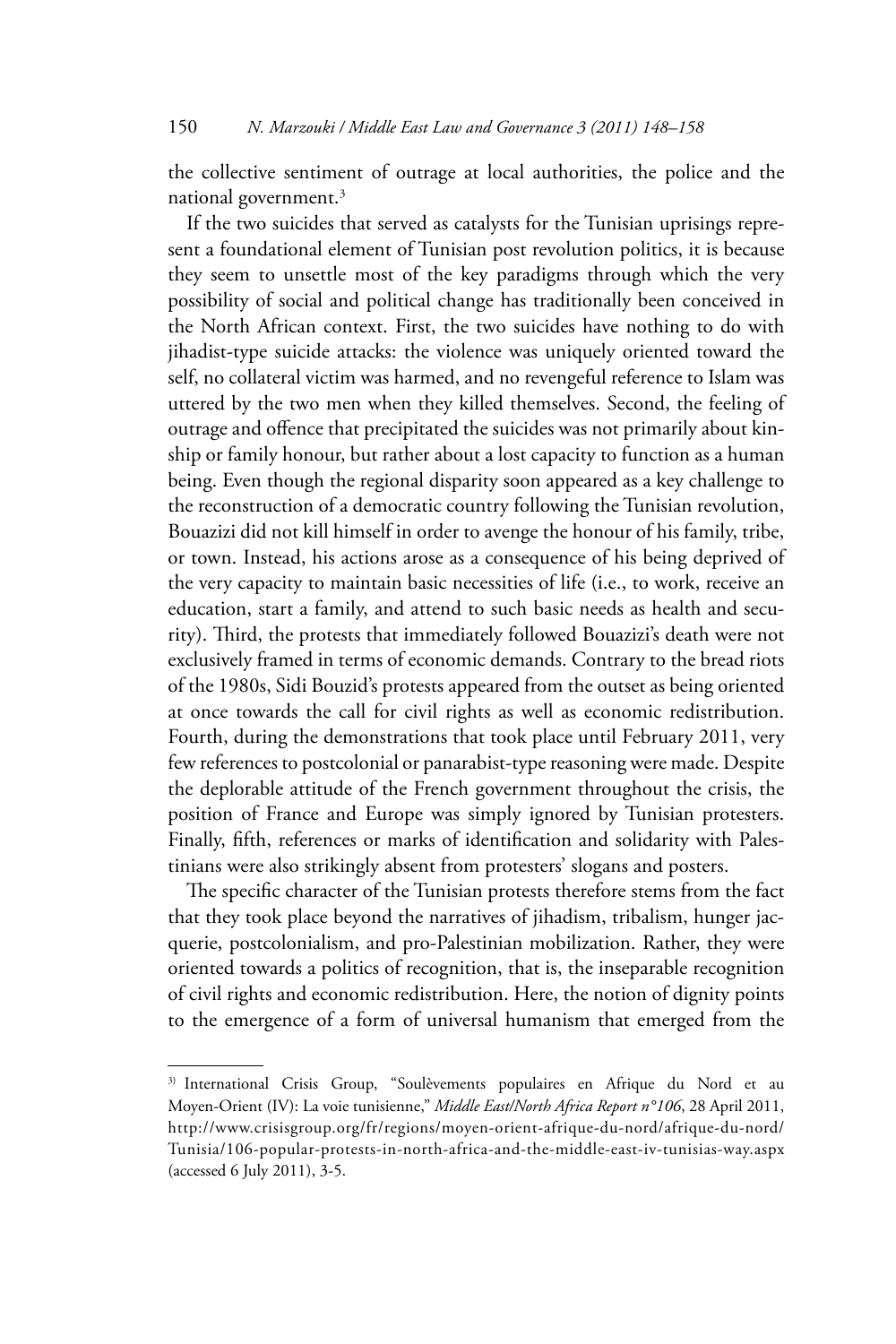the collective sentiment of outrage at local authorities, the police and the national government.[3]

If the two suicides that served as catalysts for the Tunisian uprisings represent a foundational element of Tunisian post revolution politics, it is because they seem to unsettle most of the key paradigms through which the very possibility of social and political change has traditionally been conceived in the North African context. First, the two suicides have nothing to do with jihadist-type suicide attacks: the violence was uniquely oriented toward the self, no collateral victim was harmed, and no revengeful reference to Islam was uttered by the two men when they killed themselves. Second, the feeling of outrage and offence that precipitated the suicides was not primarily about kinship or family honour, but rather about a lost capacity to function as a human being. Even though the regional disparity soon appeared as a key challenge to the reconstruction of a democratic country following the Tunisian revolution, Bouazizi did not kill himself in order to avenge the honour of his family, tribe, or town. Instead, his actions arose as a consequence of his being deprived of the very capacity to maintain basic necessities of life (i.e., to work, receive an education, start a family, and attend to such basic needs as health and security). Third, the protests that immediately followed Bouazizi's death were not exclusively framed in terms of economic demands. Contrary to the bread riots of the 1980s, Sidi Bouzid's protests appeared from the outset as being oriented at once towards the call for civil rights as well as economic redistribution. Fourth, during the demonstrations that took place until February 2011, very few references to postcolonial or panarabist-type reasoning were made. Despite the deplorable attitude of the French government throughout the crisis, the position of France and Europe was simply ignored by Tunisian protesters. Finally, fifth, references or marks of identification and solidarity with Palestinians were also strikingly absent from protesters' slogans and posters.

The specific character of the Tunisian protests therefore stems from the fact that they took place beyond the narratives of jihadism, tribalism, hunger jacquerie, postcolonialism, and pro-Palestinian mobilization. Rather, they were oriented towards a politics of recognition, that is, the inseparable recognition of civil rights and economic redistribution. Here, the notion of dignity points to the emergence of a form of universal humanism that emerged from the

---

[3] International Crisis Group, "Soulèvements populaires en Afrique du Nord et au Moyen-Orient (IV): La voie tunisienne," *Middle East/North Africa Report n°106*, 28 April 2011, http://www.crisisgroup.org/fr/regions/moyen-orient-afrique-du-nord/afrique-du-nord/Tunisia/106-popular-protests-in-north-africa-and-the-middle-east-iv-tunisias-way.aspx (accessed 6 July 2011), 3-5.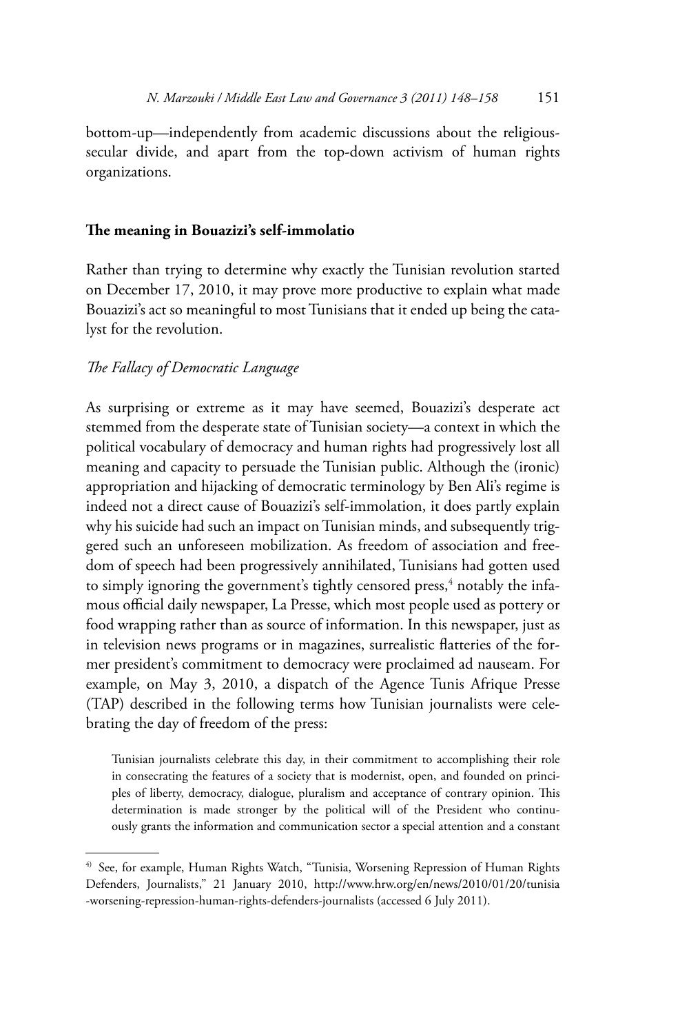bottom-up—independently from academic discussions about the religious-secular divide, and apart from the top-down activism of human rights organizations.

## The meaning in Bouazizi's self-immolatio

Rather than trying to determine why exactly the Tunisian revolution started on December 17, 2010, it may prove more productive to explain what made Bouazizi's act so meaningful to most Tunisians that it ended up being the catalyst for the revolution.

### *The Fallacy of Democratic Language*

As surprising or extreme as it may have seemed, Bouazizi's desperate act stemmed from the desperate state of Tunisian society—a context in which the political vocabulary of democracy and human rights had progressively lost all meaning and capacity to persuade the Tunisian public. Although the (ironic) appropriation and hijacking of democratic terminology by Ben Ali's regime is indeed not a direct cause of Bouazizi's self-immolation, it does partly explain why his suicide had such an impact on Tunisian minds, and subsequently triggered such an unforeseen mobilization. As freedom of association and freedom of speech had been progressively annihilated, Tunisians had gotten used to simply ignoring the government's tightly censored press,[4] notably the infamous official daily newspaper, La Presse, which most people used as pottery or food wrapping rather than as source of information. In this newspaper, just as in television news programs or in magazines, surrealistic flatteries of the former president's commitment to democracy were proclaimed ad nauseam. For example, on May 3, 2010, a dispatch of the Agence Tunis Afrique Presse (TAP) described in the following terms how Tunisian journalists were celebrating the day of freedom of the press:

> Tunisian journalists celebrate this day, in their commitment to accomplishing their role in consecrating the features of a society that is modernist, open, and founded on principles of liberty, democracy, dialogue, pluralism and acceptance of contrary opinion. This determination is made stronger by the political will of the President who continuously grants the information and communication sector a special attention and a constant

---

[4] See, for example, Human Rights Watch, "Tunisia, Worsening Repression of Human Rights Defenders, Journalists," 21 January 2010, http://www.hrw.org/en/news/2010/01/20/tunisia-worsening-repression-human-rights-defenders-journalists (accessed 6 July 2011).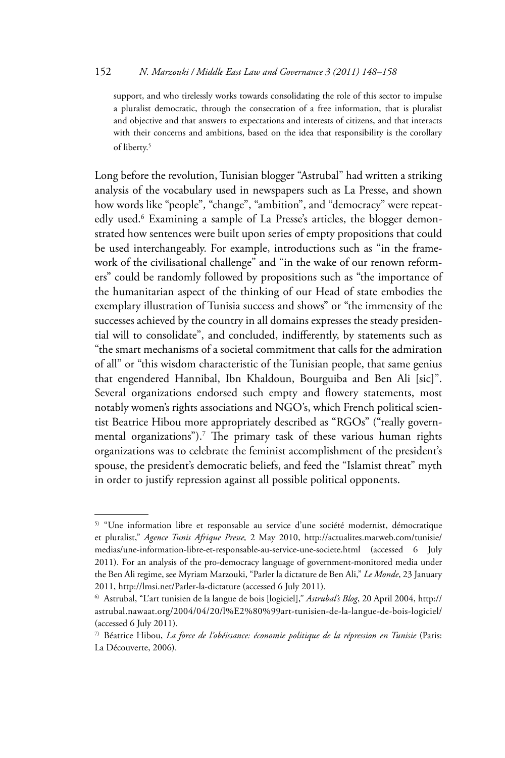support, and who tirelessly works towards consolidating the role of this sector to impulse a pluralist democratic, through the consecration of a free information, that is pluralist and objective and that answers to expectations and interests of citizens, and that interacts with their concerns and ambitions, based on the idea that responsibility is the corollary of liberty.[5]

Long before the revolution, Tunisian blogger "Astrubal" had written a striking analysis of the vocabulary used in newspapers such as La Presse, and shown how words like "people", "change", "ambition", and "democracy" were repeatedly used.[6] Examining a sample of La Presse's articles, the blogger demonstrated how sentences were built upon series of empty propositions that could be used interchangeably. For example, introductions such as "in the framework of the civilisational challenge" and "in the wake of our renown reformers" could be randomly followed by propositions such as "the importance of the humanitarian aspect of the thinking of our Head of state embodies the exemplary illustration of Tunisia success and shows" or "the immensity of the successes achieved by the country in all domains expresses the steady presidential will to consolidate", and concluded, indifferently, by statements such as "the smart mechanisms of a societal commitment that calls for the admiration of all" or "this wisdom characteristic of the Tunisian people, that same genius that engendered Hannibal, Ibn Khaldoun, Bourguiba and Ben Ali [sic]". Several organizations endorsed such empty and flowery statements, most notably women's rights associations and NGO's, which French political scientist Beatrice Hibou more appropriately described as "RGOs" ("really governmental organizations").[7] The primary task of these various human rights organizations was to celebrate the feminist accomplishment of the president's spouse, the president's democratic beliefs, and feed the "Islamist threat" myth in order to justify repression against all possible political opponents.

---

[5] "Une information libre et responsable au service d'une société modernist, démocratique et pluralist," *Agence Tunis Afrique Presse,* 2 May 2010, http://actualites.marweb.com/tunisie/medias/une-information-libre-et-responsable-au-service-une-societe.html (accessed 6 July 2011). For an analysis of the pro-democracy language of government-monitored media under the Ben Ali regime, see Myriam Marzouki, "Parler la dictature de Ben Ali," *Le Monde*, 23 January 2011, http://lmsi.net/Parler-la-dictature (accessed 6 July 2011).

[6] Astrubal, "L'art tunisien de la langue de bois [logiciel]," *Astrubal's Blog*, 20 April 2004, http://astrubal.nawaat.org/2004/04/20/l%E2%80%99art-tunisien-de-la-langue-de-bois-logiciel/ (accessed 6 July 2011).

[7] Béatrice Hibou, *La force de l'obéissance: économie politique de la répression en Tunisie* (Paris: La Découverte, 2006).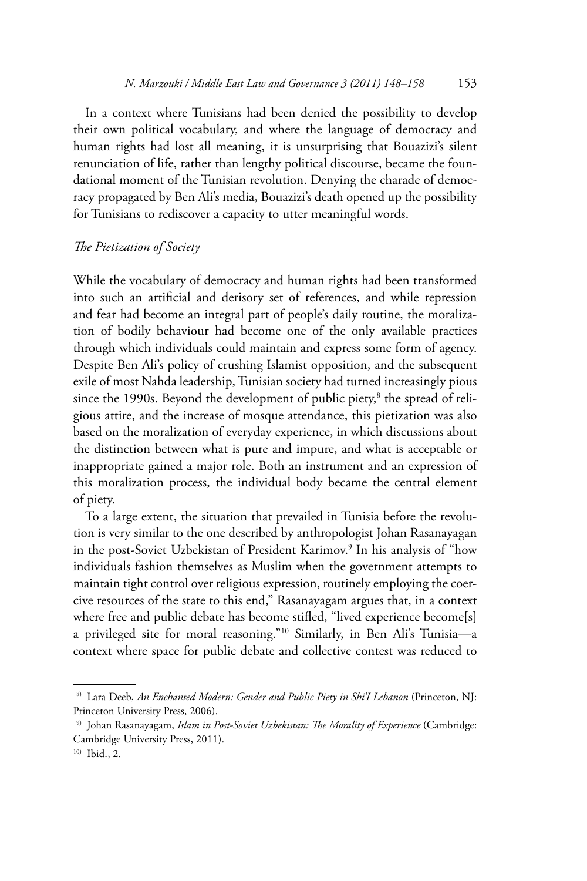In a context where Tunisians had been denied the possibility to develop their own political vocabulary, and where the language of democracy and human rights had lost all meaning, it is unsurprising that Bouazizi's silent renunciation of life, rather than lengthy political discourse, became the foundational moment of the Tunisian revolution. Denying the charade of democracy propagated by Ben Ali's media, Bouazizi's death opened up the possibility for Tunisians to rediscover a capacity to utter meaningful words.

### *The Pietization of Society*

While the vocabulary of democracy and human rights had been transformed into such an artificial and derisory set of references, and while repression and fear had become an integral part of people's daily routine, the moralization of bodily behaviour had become one of the only available practices through which individuals could maintain and express some form of agency. Despite Ben Ali's policy of crushing Islamist opposition, and the subsequent exile of most Nahda leadership, Tunisian society had turned increasingly pious since the 1990s. Beyond the development of public piety,[8] the spread of religious attire, and the increase of mosque attendance, this pietization was also based on the moralization of everyday experience, in which discussions about the distinction between what is pure and impure, and what is acceptable or inappropriate gained a major role. Both an instrument and an expression of this moralization process, the individual body became the central element of piety.

To a large extent, the situation that prevailed in Tunisia before the revolution is very similar to the one described by anthropologist Johan Rasanayagan in the post-Soviet Uzbekistan of President Karimov.[9] In his analysis of "how individuals fashion themselves as Muslim when the government attempts to maintain tight control over religious expression, routinely employing the coercive resources of the state to this end," Rasanayagam argues that, in a context where free and public debate has become stifled, "lived experience become[s] a privileged site for moral reasoning."[10] Similarly, in Ben Ali's Tunisia—a context where space for public debate and collective contest was reduced to

---

[8] Lara Deeb, *An Enchanted Modern: Gender and Public Piety in Shi'I Lebanon* (Princeton, NJ: Princeton University Press, 2006).

[9] Johan Rasanayagam, *Islam in Post-Soviet Uzbekistan: The Morality of Experience* (Cambridge: Cambridge University Press, 2011).

[10] Ibid., 2.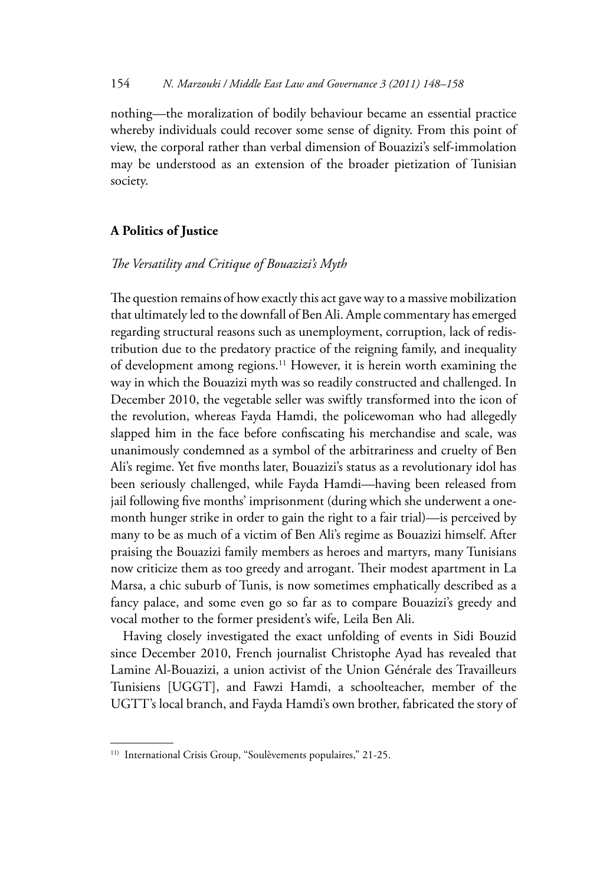nothing—the moralization of bodily behaviour became an essential practice whereby individuals could recover some sense of dignity. From this point of view, the corporal rather than verbal dimension of Bouazizi's self-immolation may be understood as an extension of the broader pietization of Tunisian society.

## A Politics of Justice

### *The Versatility and Critique of Bouazizi's Myth*

The question remains of how exactly this act gave way to a massive mobilization that ultimately led to the downfall of Ben Ali. Ample commentary has emerged regarding structural reasons such as unemployment, corruption, lack of redistribution due to the predatory practice of the reigning family, and inequality of development among regions.[11] However, it is herein worth examining the way in which the Bouazizi myth was so readily constructed and challenged. In December 2010, the vegetable seller was swiftly transformed into the icon of the revolution, whereas Fayda Hamdi, the policewoman who had allegedly slapped him in the face before confiscating his merchandise and scale, was unanimously condemned as a symbol of the arbitrariness and cruelty of Ben Ali's regime. Yet five months later, Bouazizi's status as a revolutionary idol has been seriously challenged, while Fayda Hamdi—having been released from jail following five months' imprisonment (during which she underwent a one-month hunger strike in order to gain the right to a fair trial)—is perceived by many to be as much of a victim of Ben Ali's regime as Bouazizi himself. After praising the Bouazizi family members as heroes and martyrs, many Tunisians now criticize them as too greedy and arrogant. Their modest apartment in La Marsa, a chic suburb of Tunis, is now sometimes emphatically described as a fancy palace, and some even go so far as to compare Bouazizi's greedy and vocal mother to the former president's wife, Leila Ben Ali.

Having closely investigated the exact unfolding of events in Sidi Bouzid since December 2010, French journalist Christophe Ayad has revealed that Lamine Al-Bouazizi, a union activist of the Union Générale des Travailleurs Tunisiens [UGGT], and Fawzi Hamdi, a schoolteacher, member of the UGTT's local branch, and Fayda Hamdi's own brother, fabricated the story of

[11] International Crisis Group, "Soulèvements populaires," 21-25.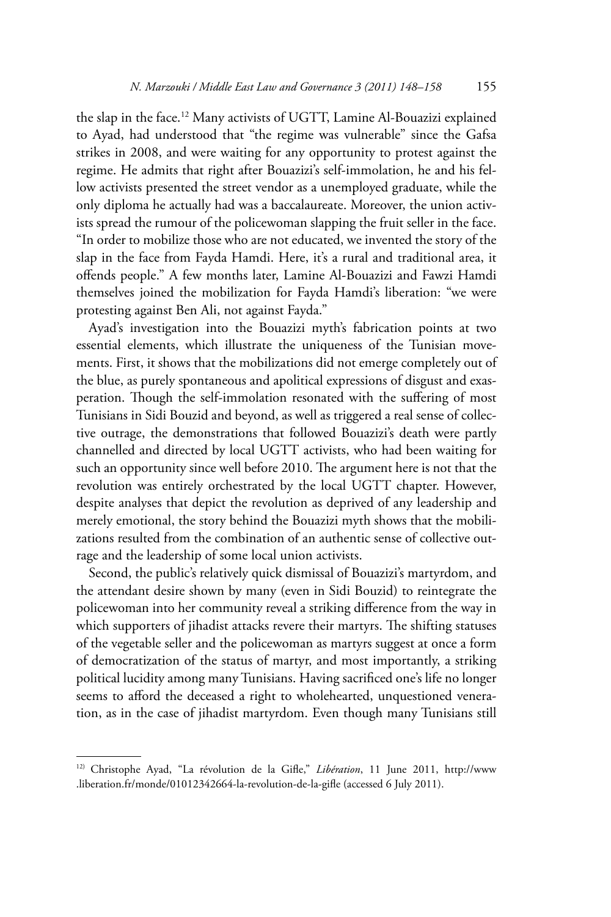the slap in the face.[12] Many activists of UGTT, Lamine Al-Bouazizi explained to Ayad, had understood that "the regime was vulnerable" since the Gafsa strikes in 2008, and were waiting for any opportunity to protest against the regime. He admits that right after Bouazizi's self-immolation, he and his fellow activists presented the street vendor as a unemployed graduate, while the only diploma he actually had was a baccalaureate. Moreover, the union activists spread the rumour of the policewoman slapping the fruit seller in the face. "In order to mobilize those who are not educated, we invented the story of the slap in the face from Fayda Hamdi. Here, it's a rural and traditional area, it offends people." A few months later, Lamine Al-Bouazizi and Fawzi Hamdi themselves joined the mobilization for Fayda Hamdi's liberation: "we were protesting against Ben Ali, not against Fayda."

Ayad's investigation into the Bouazizi myth's fabrication points at two essential elements, which illustrate the uniqueness of the Tunisian movements. First, it shows that the mobilizations did not emerge completely out of the blue, as purely spontaneous and apolitical expressions of disgust and exasperation. Though the self-immolation resonated with the suffering of most Tunisians in Sidi Bouzid and beyond, as well as triggered a real sense of collective outrage, the demonstrations that followed Bouazizi's death were partly channelled and directed by local UGTT activists, who had been waiting for such an opportunity since well before 2010. The argument here is not that the revolution was entirely orchestrated by the local UGTT chapter. However, despite analyses that depict the revolution as deprived of any leadership and merely emotional, the story behind the Bouazizi myth shows that the mobilizations resulted from the combination of an authentic sense of collective outrage and the leadership of some local union activists.

Second, the public's relatively quick dismissal of Bouazizi's martyrdom, and the attendant desire shown by many (even in Sidi Bouzid) to reintegrate the policewoman into her community reveal a striking difference from the way in which supporters of jihadist attacks revere their martyrs. The shifting statuses of the vegetable seller and the policewoman as martyrs suggest at once a form of democratization of the status of martyr, and most importantly, a striking political lucidity among many Tunisians. Having sacrificed one's life no longer seems to afford the deceased a right to wholehearted, unquestioned veneration, as in the case of jihadist martyrdom. Even though many Tunisians still

---

[12] Christophe Ayad, "La révolution de la Gifle," *Libération*, 11 June 2011, http://www.liberation.fr/monde/01012342664-la-revolution-de-la-gifle (accessed 6 July 2011).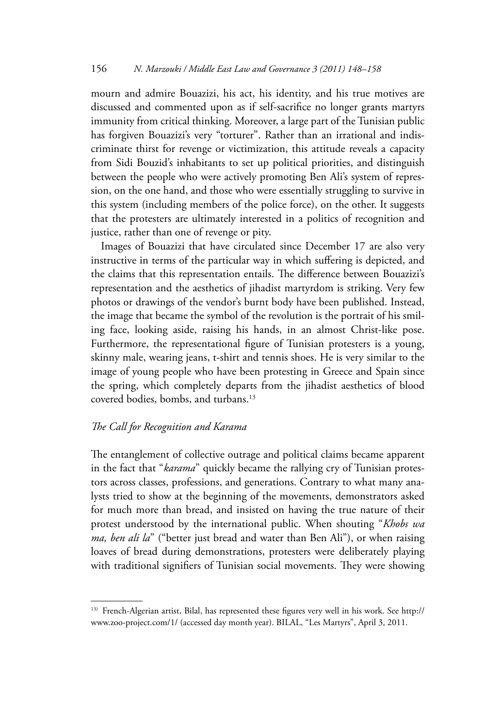mourn and admire Bouazizi, his act, his identity, and his true motives are discussed and commented upon as if self-sacrifice no longer grants martyrs immunity from critical thinking. Moreover, a large part of the Tunisian public has forgiven Bouazizi's very "torturer". Rather than an irrational and indiscriminate thirst for revenge or victimization, this attitude reveals a capacity from Sidi Bouzid's inhabitants to set up political priorities, and distinguish between the people who were actively promoting Ben Ali's system of repression, on the one hand, and those who were essentially struggling to survive in this system (including members of the police force), on the other. It suggests that the protesters are ultimately interested in a politics of recognition and justice, rather than one of revenge or pity.

Images of Bouazizi that have circulated since December 17 are also very instructive in terms of the particular way in which suffering is depicted, and the claims that this representation entails. The difference between Bouazizi's representation and the aesthetics of jihadist martyrdom is striking. Very few photos or drawings of the vendor's burnt body have been published. Instead, the image that became the symbol of the revolution is the portrait of his smiling face, looking aside, raising his hands, in an almost Christ-like pose. Furthermore, the representational figure of Tunisian protesters is a young, skinny male, wearing jeans, t-shirt and tennis shoes. He is very similar to the image of young people who have been protesting in Greece and Spain since the spring, which completely departs from the jihadist aesthetics of blood covered bodies, bombs, and turbans.[13]

### *The Call for Recognition and Karama*

The entanglement of collective outrage and political claims became apparent in the fact that "*karama*" quickly became the rallying cry of Tunisian protestors across classes, professions, and generations. Contrary to what many analysts tried to show at the beginning of the movements, demonstrators asked for much more than bread, and insisted on having the true nature of their protest understood by the international public. When shouting "*Khobs wa ma, ben ali la*" ("better just bread and water than Ben Ali"), or when raising loaves of bread during demonstrations, protesters were deliberately playing with traditional signifiers of Tunisian social movements. They were showing

---

[13] French-Algerian artist, Bilal, has represented these figures very well in his work. See http://www.zoo-project.com/1/ (accessed day month year). BILAL, "Les Martyrs", April 3, 2011.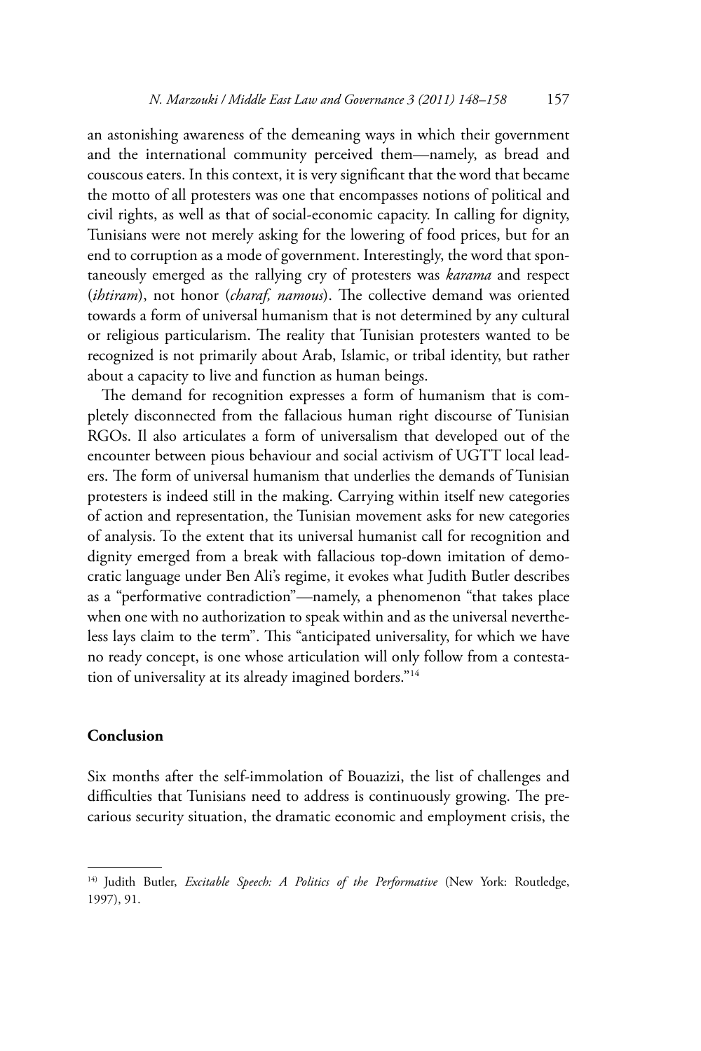an astonishing awareness of the demeaning ways in which their government and the international community perceived them—namely, as bread and couscous eaters. In this context, it is very significant that the word that became the motto of all protesters was one that encompasses notions of political and civil rights, as well as that of social-economic capacity. In calling for dignity, Tunisians were not merely asking for the lowering of food prices, but for an end to corruption as a mode of government. Interestingly, the word that spontaneously emerged as the rallying cry of protesters was *karama* and respect (*ihtiram*), not honor (*charaf, namous*). The collective demand was oriented towards a form of universal humanism that is not determined by any cultural or religious particularism. The reality that Tunisian protesters wanted to be recognized is not primarily about Arab, Islamic, or tribal identity, but rather about a capacity to live and function as human beings.

The demand for recognition expresses a form of humanism that is completely disconnected from the fallacious human right discourse of Tunisian RGOs. Il also articulates a form of universalism that developed out of the encounter between pious behaviour and social activism of UGTT local leaders. The form of universal humanism that underlies the demands of Tunisian protesters is indeed still in the making. Carrying within itself new categories of action and representation, the Tunisian movement asks for new categories of analysis. To the extent that its universal humanist call for recognition and dignity emerged from a break with fallacious top-down imitation of democratic language under Ben Ali's regime, it evokes what Judith Butler describes as a "performative contradiction"—namely, a phenomenon "that takes place when one with no authorization to speak within and as the universal nevertheless lays claim to the term". This "anticipated universality, for which we have no ready concept, is one whose articulation will only follow from a contestation of universality at its already imagined borders."[14]

## Conclusion

Six months after the self-immolation of Bouazizi, the list of challenges and difficulties that Tunisians need to address is continuously growing. The precarious security situation, the dramatic economic and employment crisis, the

---

[14] Judith Butler, *Excitable Speech: A Politics of the Performative* (New York: Routledge, 1997), 91.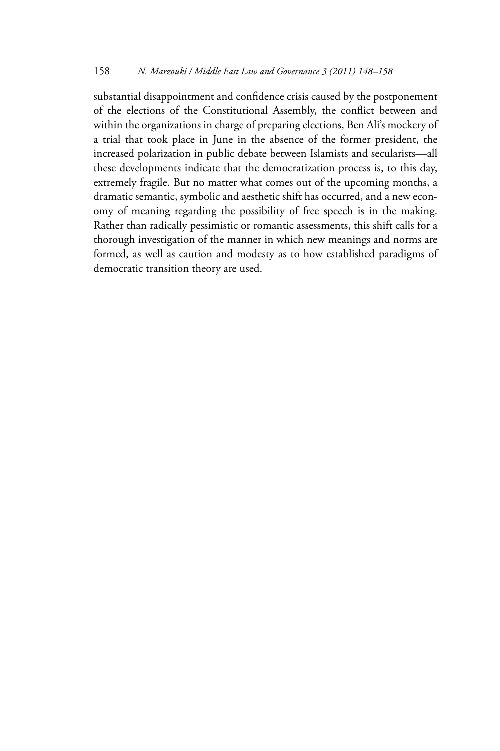substantial disappointment and confidence crisis caused by the postponement of the elections of the Constitutional Assembly, the conflict between and within the organizations in charge of preparing elections, Ben Ali's mockery of a trial that took place in June in the absence of the former president, the increased polarization in public debate between Islamists and secularists—all these developments indicate that the democratization process is, to this day, extremely fragile. But no matter what comes out of the upcoming months, a dramatic semantic, symbolic and aesthetic shift has occurred, and a new economy of meaning regarding the possibility of free speech is in the making. Rather than radically pessimistic or romantic assessments, this shift calls for a thorough investigation of the manner in which new meanings and norms are formed, as well as caution and modesty as to how established paradigms of democratic transition theory are used.